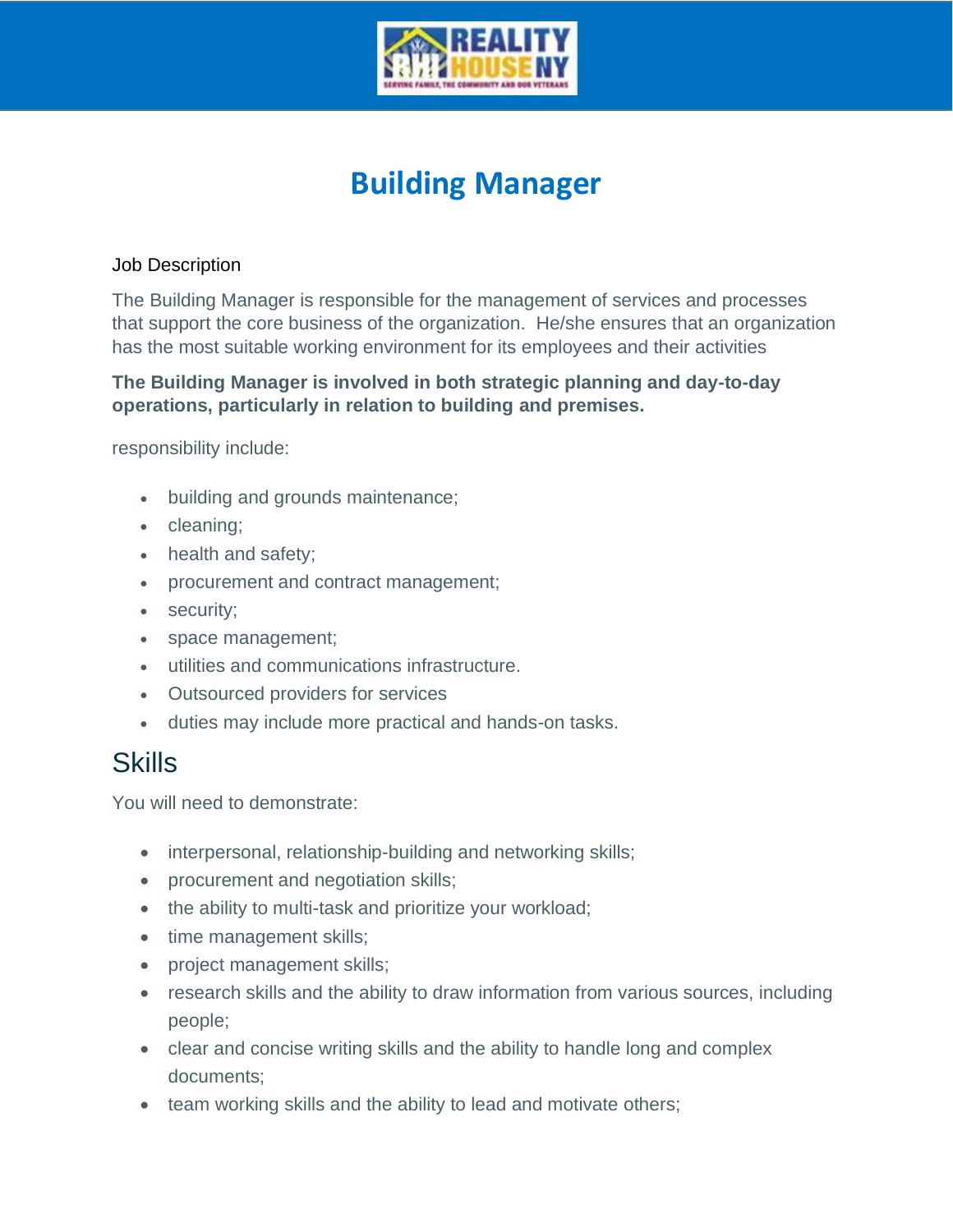# Building Manager

Job Description

The Building Manager is responsible for the management of services and processes that support the core business of the organization.  He/she ensures that an organization has the most suitable working environment for its employees and their activities

**The Building Manager is involved in both strategic planning and day-to-day operations, particularly in relation to building and premises.**

responsibility include:

- building and grounds maintenance;
- cleaning;
- health and safety;
- procurement and contract management;
- security;
- space management;
- utilities and communications infrastructure.
- Outsourced providers for services
- duties may include more practical and hands-on tasks.

## Skills

You will need to demonstrate:

- interpersonal, relationship-building and networking skills;
- procurement and negotiation skills;
- the ability to multi-task and prioritize your workload;
- time management skills;
- project management skills;
- research skills and the ability to draw information from various sources, including people;
- clear and concise writing skills and the ability to handle long and complex documents;
- team working skills and the ability to lead and motivate others;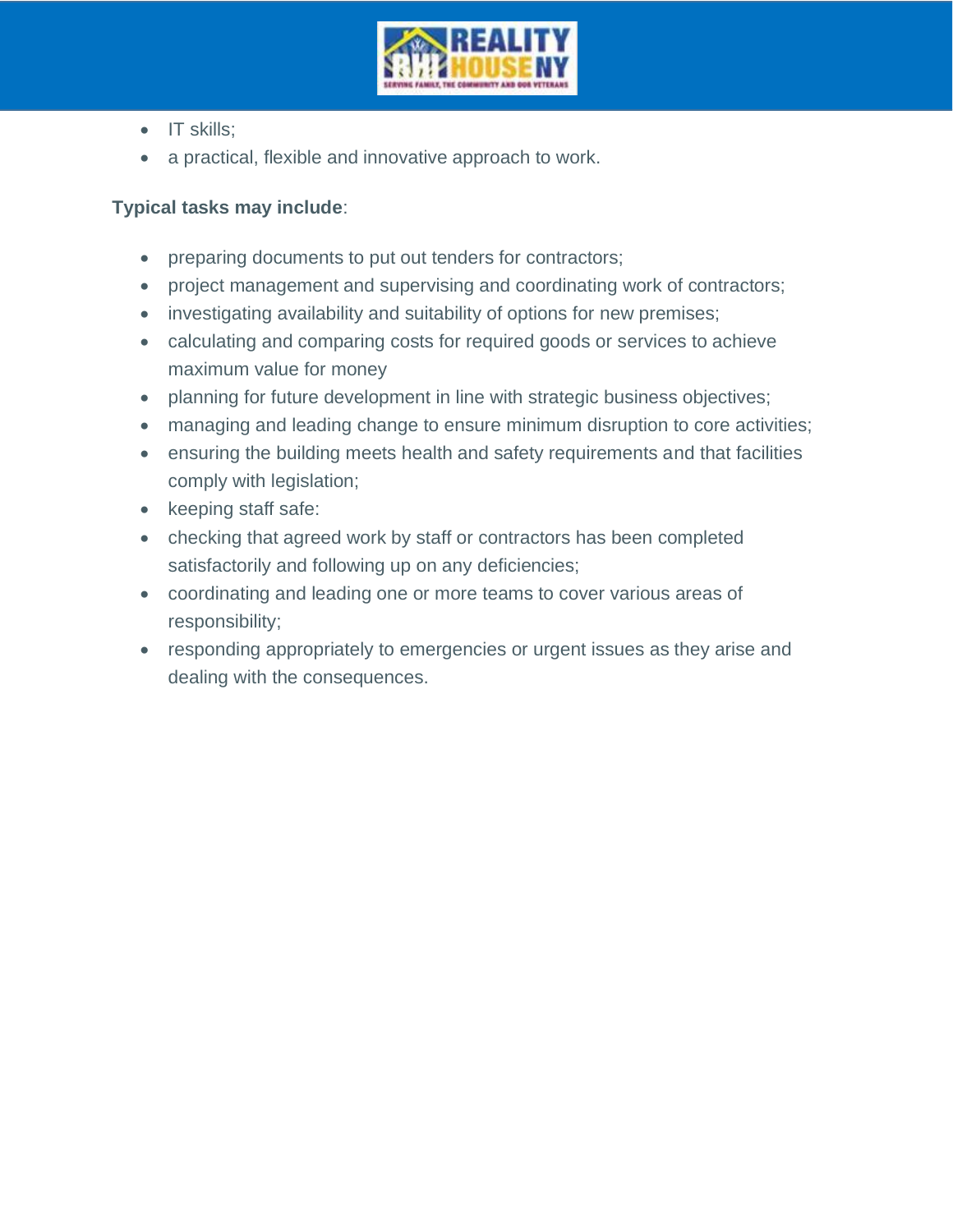- IT skills;
- a practical, flexible and innovative approach to work.

**Typical tasks may include**:

- preparing documents to put out tenders for contractors;
- project management and supervising and coordinating work of contractors;
- investigating availability and suitability of options for new premises;
- calculating and comparing costs for required goods or services to achieve maximum value for money
- planning for future development in line with strategic business objectives;
- managing and leading change to ensure minimum disruption to core activities;
- ensuring the building meets health and safety requirements and that facilities comply with legislation;
- keeping staff safe:
- checking that agreed work by staff or contractors has been completed satisfactorily and following up on any deficiencies;
- coordinating and leading one or more teams to cover various areas of responsibility;
- responding appropriately to emergencies or urgent issues as they arise and dealing with the consequences.